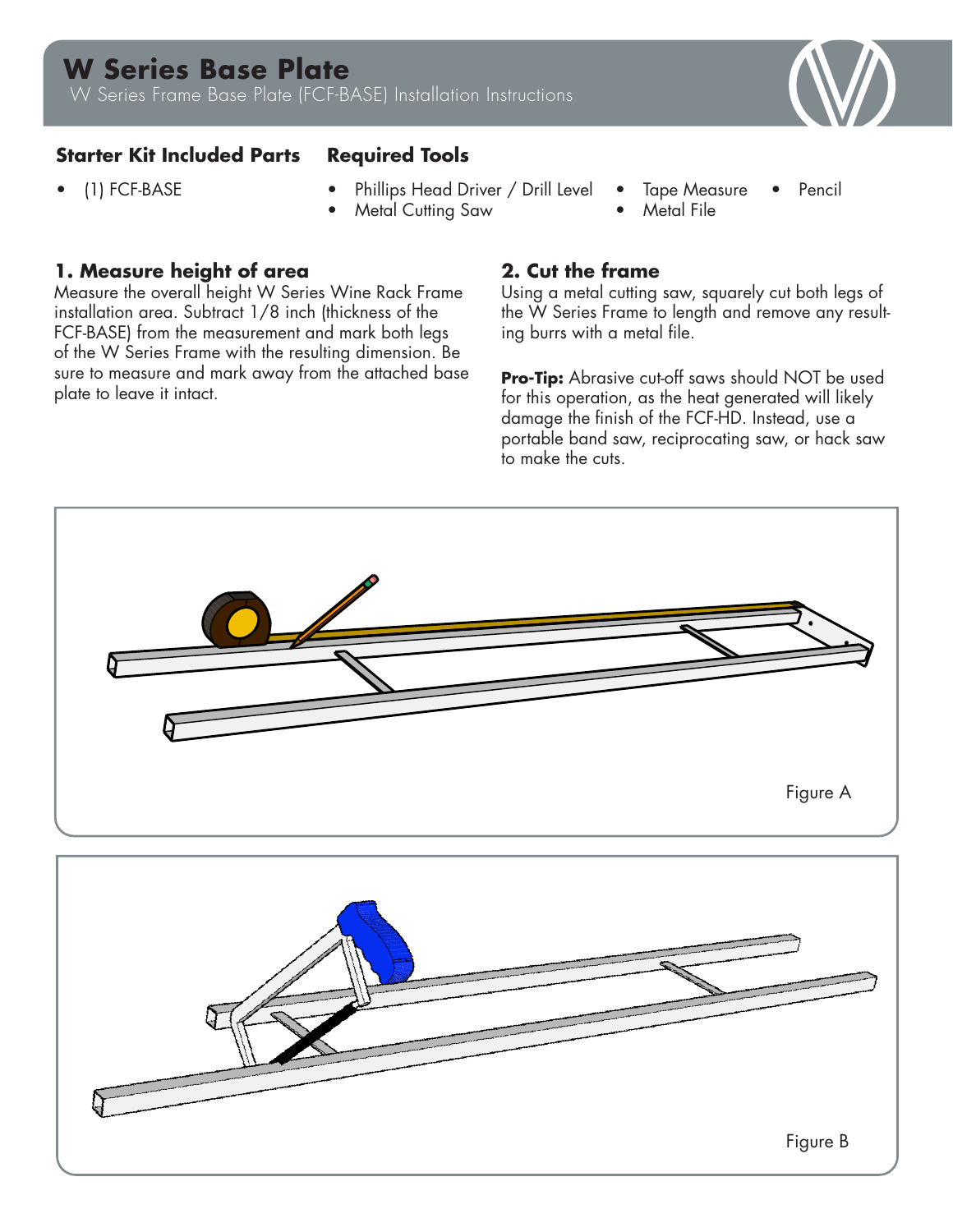# W Series Base Plate

W Series Frame Base Plate (FCF-BASE) Installation Instructions

## Starter Kit Included Parts

- (1) FCF-BASE

## Required Tools

- Phillips Head Driver / Drill Level
- Metal Cutting Saw
- Tape Measure
- Metal File
- Pencil

### 1. Measure height of area

Measure the overall height W Series Wine Rack Frame installation area. Subtract 1/8 inch (thickness of the FCF-BASE) from the measurement and mark both legs of the W Series Frame with the resulting dimension. Be sure to measure and mark away from the attached base plate to leave it intact.

### 2. Cut the frame

Using a metal cutting saw, squarely cut both legs of the W Series Frame to length and remove any resulting burrs with a metal file.

**Pro-Tip:** Abrasive cut-off saws should NOT be used for this operation, as the heat generated will likely damage the finish of the FCF-HD. Instead, use a portable band saw, reciprocating saw, or hack saw to make the cuts.

Figure A

Figure B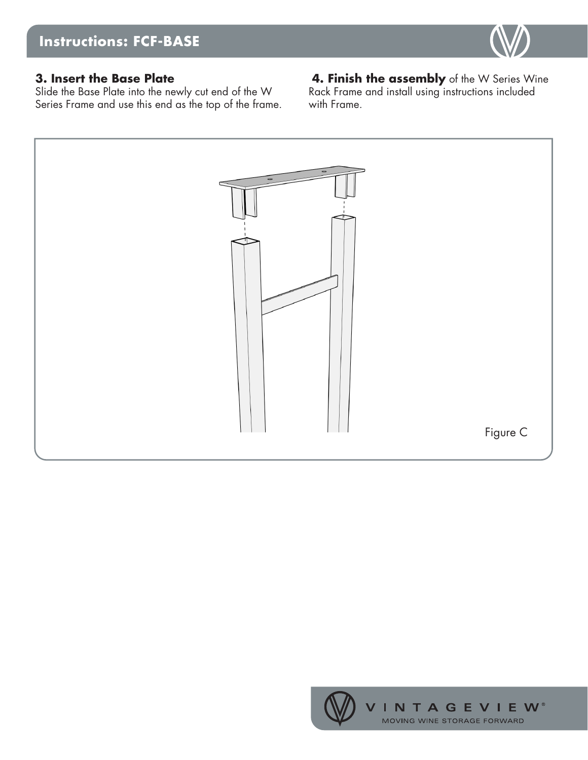### 3. Insert the Base Plate

Slide the Base Plate into the newly cut end of the W Series Frame and use this end as the top of the frame.

**4. Finish the assembly** of the W Series Wine Rack Frame and install using instructions included with Frame.

Figure C